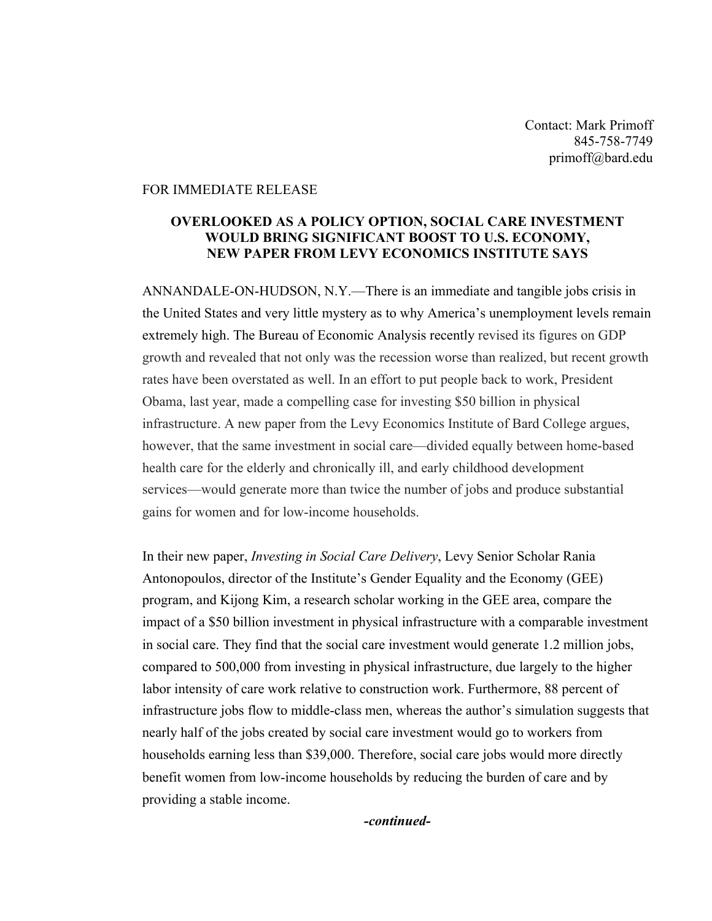Contact: Mark Primoff
845-758-7749
primoff@bard.edu

FOR IMMEDIATE RELEASE

**OVERLOOKED AS A POLICY OPTION, SOCIAL CARE INVESTMENT WOULD BRING SIGNIFICANT BOOST TO U.S. ECONOMY, NEW PAPER FROM LEVY ECONOMICS INSTITUTE SAYS**

ANNANDALE-ON-HUDSON, N.Y.—There is an immediate and tangible jobs crisis in the United States and very little mystery as to why America's unemployment levels remain extremely high. The Bureau of Economic Analysis recently revised its figures on GDP growth and revealed that not only was the recession worse than realized, but recent growth rates have been overstated as well. In an effort to put people back to work, President Obama, last year, made a compelling case for investing $50 billion in physical infrastructure. A new paper from the Levy Economics Institute of Bard College argues, however, that the same investment in social care—divided equally between home-based health care for the elderly and chronically ill, and early childhood development services—would generate more than twice the number of jobs and produce substantial gains for women and for low-income households.

In their new paper, *Investing in Social Care Delivery*, Levy Senior Scholar Rania Antonopoulos, director of the Institute's Gender Equality and the Economy (GEE) program, and Kijong Kim, a research scholar working in the GEE area, compare the impact of a $50 billion investment in physical infrastructure with a comparable investment in social care. They find that the social care investment would generate 1.2 million jobs, compared to 500,000 from investing in physical infrastructure, due largely to the higher labor intensity of care work relative to construction work. Furthermore, 88 percent of infrastructure jobs flow to middle-class men, whereas the author's simulation suggests that nearly half of the jobs created by social care investment would go to workers from households earning less than $39,000. Therefore, social care jobs would more directly benefit women from low-income households by reducing the burden of care and by providing a stable income.

***-continued-***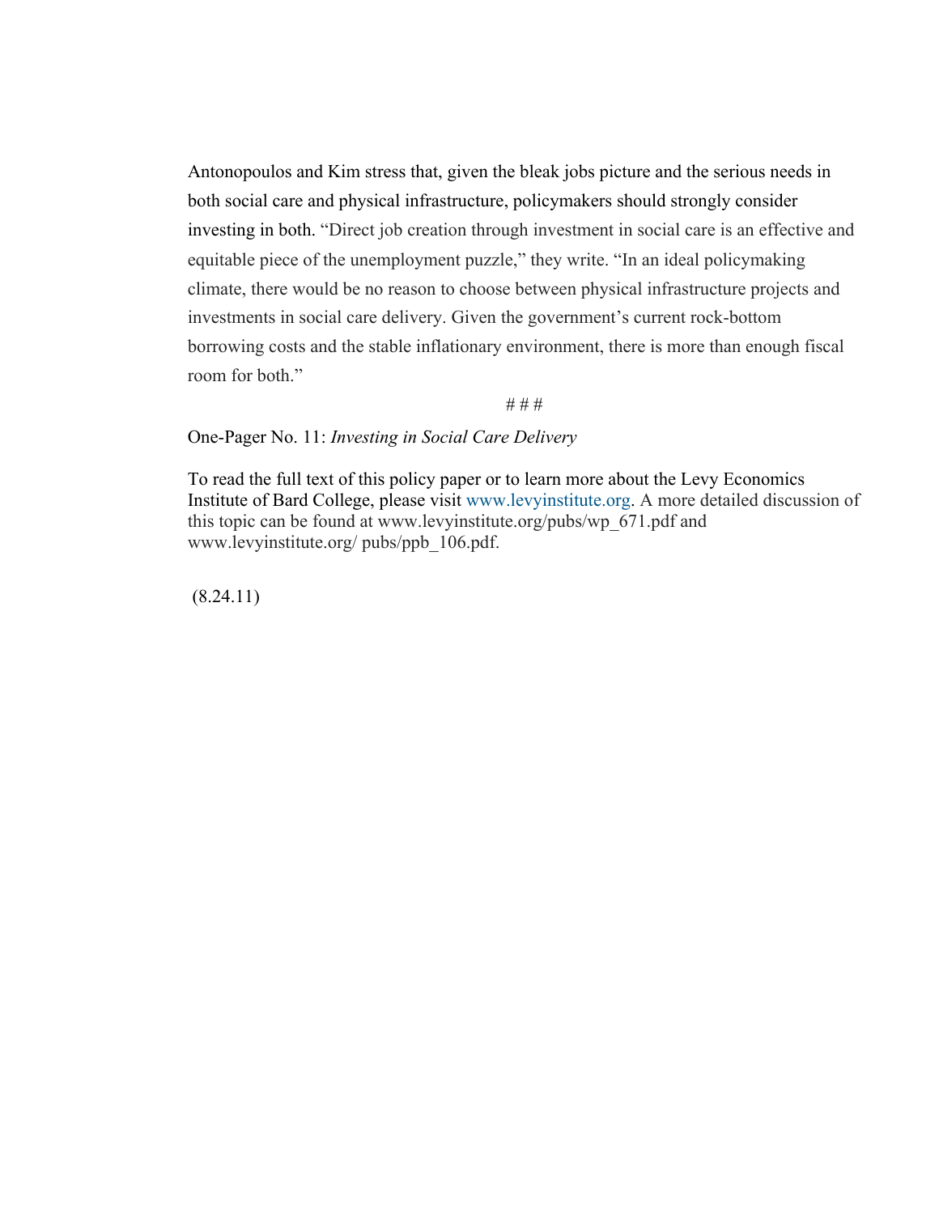Antonopoulos and Kim stress that, given the bleak jobs picture and the serious needs in both social care and physical infrastructure, policymakers should strongly consider investing in both. "Direct job creation through investment in social care is an effective and equitable piece of the unemployment puzzle," they write. "In an ideal policymaking climate, there would be no reason to choose between physical infrastructure projects and investments in social care delivery. Given the government's current rock-bottom borrowing costs and the stable inflationary environment, there is more than enough fiscal room for both."

# # #

One-Pager No. 11: *Investing in Social Care Delivery*

To read the full text of this policy paper or to learn more about the Levy Economics Institute of Bard College, please visit www.levyinstitute.org. A more detailed discussion of this topic can be found at www.levyinstitute.org/pubs/wp_671.pdf and www.levyinstitute.org/ pubs/ppb_106.pdf.

(8.24.11)